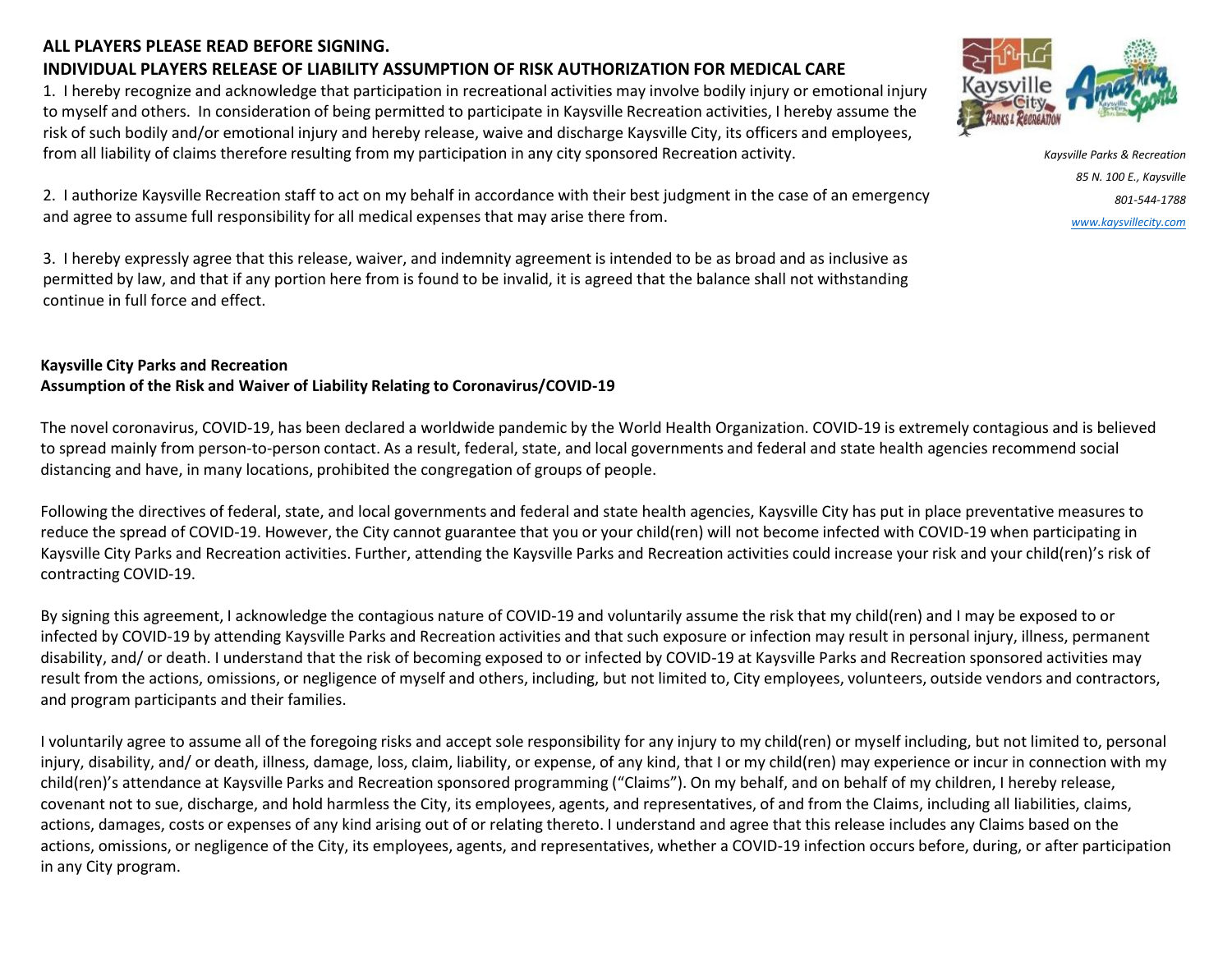**ALL PLAYERS PLEASE READ BEFORE SIGNING.**

**INDIVIDUAL PLAYERS RELEASE OF LIABILITY ASSUMPTION OF RISK AUTHORIZATION FOR MEDICAL CARE**

*Kaysville Parks & Recreation*
*85 N. 100 E., Kaysville*
*801-544-1788*
*www.kaysvillecity.com*

1. I hereby recognize and acknowledge that participation in recreational activities may involve bodily injury or emotional injury to myself and others. In consideration of being permitted to participate in Kaysville Recreation activities, I hereby assume the risk of such bodily and/or emotional injury and hereby release, waive and discharge Kaysville City, its officers and employees, from all liability of claims therefore resulting from my participation in any city sponsored Recreation activity.

2. I authorize Kaysville Recreation staff to act on my behalf in accordance with their best judgment in the case of an emergency and agree to assume full responsibility for all medical expenses that may arise there from.

3. I hereby expressly agree that this release, waiver, and indemnity agreement is intended to be as broad and as inclusive as permitted by law, and that if any portion here from is found to be invalid, it is agreed that the balance shall not withstanding continue in full force and effect.

**Kaysville City Parks and Recreation**
**Assumption of the Risk and Waiver of Liability Relating to Coronavirus/COVID-19**

The novel coronavirus, COVID-19, has been declared a worldwide pandemic by the World Health Organization. COVID-19 is extremely contagious and is believed to spread mainly from person-to-person contact. As a result, federal, state, and local governments and federal and state health agencies recommend social distancing and have, in many locations, prohibited the congregation of groups of people.

Following the directives of federal, state, and local governments and federal and state health agencies, Kaysville City has put in place preventative measures to reduce the spread of COVID-19. However, the City cannot guarantee that you or your child(ren) will not become infected with COVID-19 when participating in Kaysville City Parks and Recreation activities. Further, attending the Kaysville Parks and Recreation activities could increase your risk and your child(ren)'s risk of contracting COVID-19.

By signing this agreement, I acknowledge the contagious nature of COVID-19 and voluntarily assume the risk that my child(ren) and I may be exposed to or infected by COVID-19 by attending Kaysville Parks and Recreation activities and that such exposure or infection may result in personal injury, illness, permanent disability, and/ or death. I understand that the risk of becoming exposed to or infected by COVID-19 at Kaysville Parks and Recreation sponsored activities may result from the actions, omissions, or negligence of myself and others, including, but not limited to, City employees, volunteers, outside vendors and contractors, and program participants and their families.

I voluntarily agree to assume all of the foregoing risks and accept sole responsibility for any injury to my child(ren) or myself including, but not limited to, personal injury, disability, and/ or death, illness, damage, loss, claim, liability, or expense, of any kind, that I or my child(ren) may experience or incur in connection with my child(ren)'s attendance at Kaysville Parks and Recreation sponsored programming ("Claims"). On my behalf, and on behalf of my children, I hereby release, covenant not to sue, discharge, and hold harmless the City, its employees, agents, and representatives, of and from the Claims, including all liabilities, claims, actions, damages, costs or expenses of any kind arising out of or relating thereto. I understand and agree that this release includes any Claims based on the actions, omissions, or negligence of the City, its employees, agents, and representatives, whether a COVID-19 infection occurs before, during, or after participation in any City program.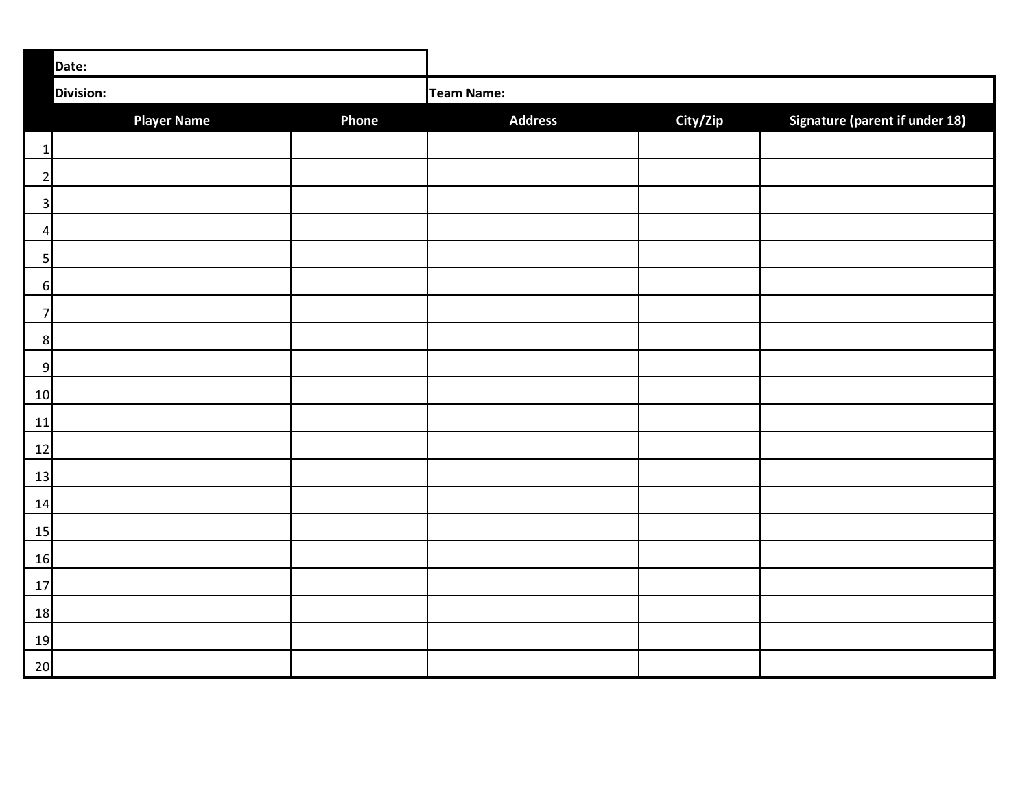Date:

Division: Team Name:

| | Player Name | Phone | Address | City/Zip | Signature (parent if under 18) |
|---|---|---|---|---|---|
| 1 | | | | | |
| 2 | | | | | |
| 3 | | | | | |
| 4 | | | | | |
| 5 | | | | | |
| 6 | | | | | |
| 7 | | | | | |
| 8 | | | | | |
| 9 | | | | | |
| 10 | | | | | |
| 11 | | | | | |
| 12 | | | | | |
| 13 | | | | | |
| 14 | | | | | |
| 15 | | | | | |
| 16 | | | | | |
| 17 | | | | | |
| 18 | | | | | |
| 19 | | | | | |
| 20 | | | | | |